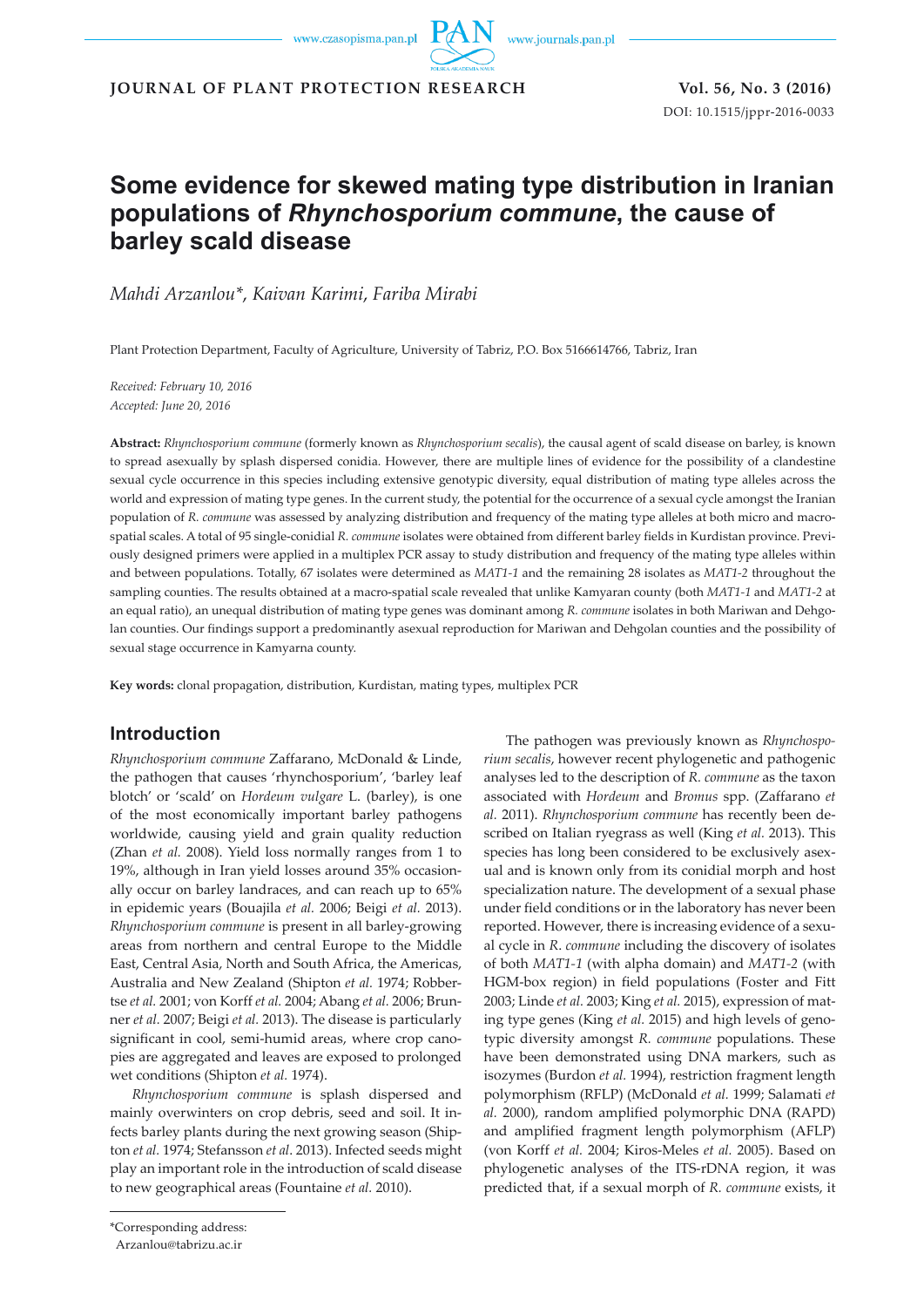# Some evidence for skewed mating type distribution in Iranian populations of *Rhynchosporium commune*, the cause of barley scald disease

*Mahdi Arzanlou\*, Kaivan Karimi, Fariba Mirabi*

Plant Protection Department, Faculty of Agriculture, University of Tabriz, P.O. Box 5166614766, Tabriz, Iran

*Received: February 10, 2016*
*Accepted: June 20, 2016*

**Abstract:** *Rhynchosporium commune* (formerly known as *Rhynchosporium secalis*), the causal agent of scald disease on barley, is known to spread asexually by splash dispersed conidia. However, there are multiple lines of evidence for the possibility of a clandestine sexual cycle occurrence in this species including extensive genotypic diversity, equal distribution of mating type alleles across the world and expression of mating type genes. In the current study, the potential for the occurrence of a sexual cycle amongst the Iranian population of *R. commune* was assessed by analyzing distribution and frequency of the mating type alleles at both micro and macro-spatial scales. A total of 95 single-conidial *R. commune* isolates were obtained from different barley fields in Kurdistan province. Previously designed primers were applied in a multiplex PCR assay to study distribution and frequency of the mating type alleles within and between populations. Totally, 67 isolates were determined as *MAT1-1* and the remaining 28 isolates as *MAT1-2* throughout the sampling counties. The results obtained at a macro-spatial scale revealed that unlike Kamyaran county (both *MAT1-1* and *MAT1-2* at an equal ratio), an unequal distribution of mating type genes was dominant among *R. commune* isolates in both Mariwan and Dehgolan counties. Our findings support a predominantly asexual reproduction for Mariwan and Dehgolan counties and the possibility of sexual stage occurrence in Kamyarna county.

**Key words:** clonal propagation, distribution, Kurdistan, mating types, multiplex PCR

## Introduction

*Rhynchosporium commune* Zaffarano, McDonald & Linde, the pathogen that causes 'rhynchosporium', 'barley leaf blotch' or 'scald' on *Hordeum vulgare* L. (barley), is one of the most economically important barley pathogens worldwide, causing yield and grain quality reduction (Zhan *et al.* 2008). Yield loss normally ranges from 1 to 19%, although in Iran yield losses around 35% occasionally occur on barley landraces, and can reach up to 65% in epidemic years (Bouajila *et al.* 2006; Beigi *et al.* 2013). *Rhynchosporium commune* is present in all barley-growing areas from northern and central Europe to the Middle East, Central Asia, North and South Africa, the Americas, Australia and New Zealand (Shipton *et al.* 1974; Robbertse *et al.* 2001; von Korff *et al.* 2004; Abang *et al.* 2006; Brunner *et al.* 2007; Beigi *et al.* 2013). The disease is particularly significant in cool, semi-humid areas, where crop canopies are aggregated and leaves are exposed to prolonged wet conditions (Shipton *et al.* 1974).

*Rhynchosporium commune* is splash dispersed and mainly overwinters on crop debris, seed and soil. It infects barley plants during the next growing season (Shipton *et al.* 1974; Stefansson *et al.* 2013). Infected seeds might play an important role in the introduction of scald disease to new geographical areas (Fountaine *et al.* 2010).

The pathogen was previously known as *Rhynchosporium secalis*, however recent phylogenetic and pathogenic analyses led to the description of *R. commune* as the taxon associated with *Hordeum* and *Bromus* spp. (Zaffarano *et al.* 2011). *Rhynchosporium commune* has recently been described on Italian ryegrass as well (King *et al.* 2013). This species has long been considered to be exclusively asexual and is known only from its conidial morph and host specialization nature. The development of a sexual phase under field conditions or in the laboratory has never been reported. However, there is increasing evidence of a sexual cycle in *R. commune* including the discovery of isolates of both *MAT1-1* (with alpha domain) and *MAT1-2* (with HGM-box region) in field populations (Foster and Fitt 2003; Linde *et al.* 2003; King *et al.* 2015), expression of mating type genes (King *et al.* 2015) and high levels of genotypic diversity amongst *R. commune* populations. These have been demonstrated using DNA markers, such as isozymes (Burdon *et al.* 1994), restriction fragment length polymorphism (RFLP) (McDonald *et al.* 1999; Salamati *et al.* 2000), random amplified polymorphic DNA (RAPD) and amplified fragment length polymorphism (AFLP) (von Korff *et al.* 2004; Kiros-Meles *et al.* 2005). Based on phylogenetic analyses of the ITS-rDNA region, it was predicted that, if a sexual morph of *R. commune* exists, it

\*Corresponding address:
Arzanlou@tabrizu.ac.ir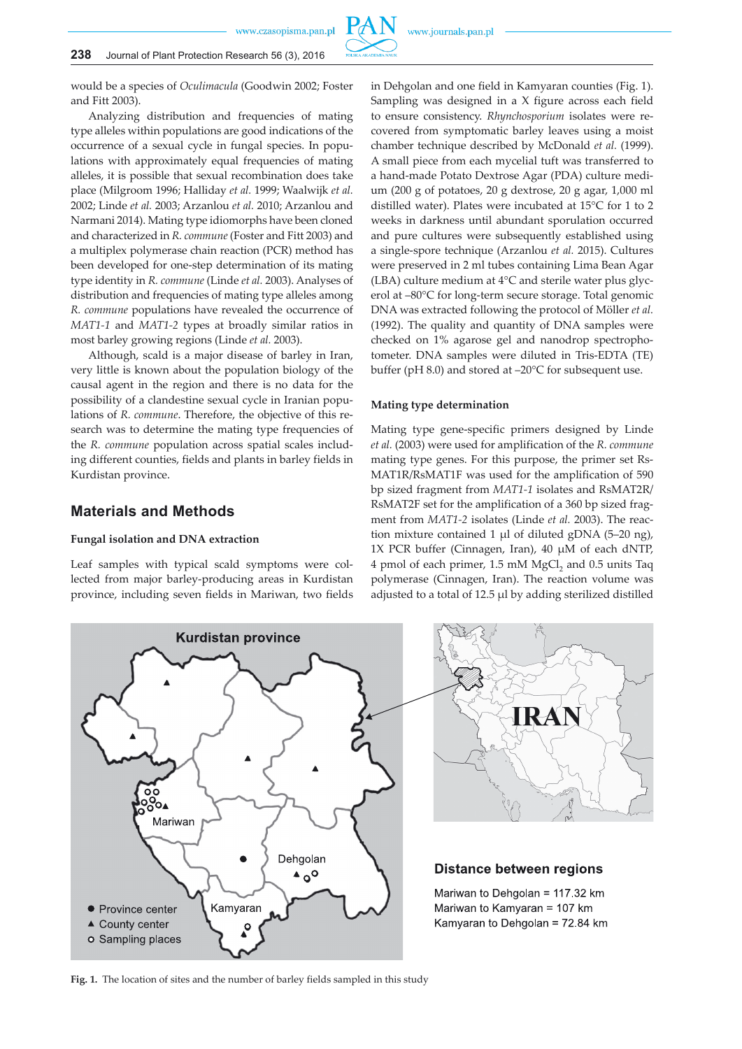would be a species of *Oculimacula* (Goodwin 2002; Foster and Fitt 2003).

Analyzing distribution and frequencies of mating type alleles within populations are good indications of the occurrence of a sexual cycle in fungal species. In populations with approximately equal frequencies of mating alleles, it is possible that sexual recombination does take place (Milgroom 1996; Halliday *et al.* 1999; Waalwijk *et al.* 2002; Linde *et al.* 2003; Arzanlou *et al.* 2010; Arzanlou and Narmani 2014). Mating type idiomorphs have been cloned and characterized in *R. commune* (Foster and Fitt 2003) and a multiplex polymerase chain reaction (PCR) method has been developed for one-step determination of its mating type identity in *R. commune* (Linde *et al.* 2003). Analyses of distribution and frequencies of mating type alleles among *R. commune* populations have revealed the occurrence of *MAT1-1* and *MAT1-2* types at broadly similar ratios in most barley growing regions (Linde *et al.* 2003).

Although, scald is a major disease of barley in Iran, very little is known about the population biology of the causal agent in the region and there is no data for the possibility of a clandestine sexual cycle in Iranian populations of *R. commune*. Therefore, the objective of this research was to determine the mating type frequencies of the *R. commune* population across spatial scales including different counties, fields and plants in barley fields in Kurdistan province.

## Materials and Methods

### Fungal isolation and DNA extraction

Leaf samples with typical scald symptoms were collected from major barley-producing areas in Kurdistan province, including seven fields in Mariwan, two fields in Dehgolan and one field in Kamyaran counties (Fig. 1). Sampling was designed in a X figure across each field to ensure consistency. *Rhynchosporium* isolates were recovered from symptomatic barley leaves using a moist chamber technique described by McDonald *et al.* (1999). A small piece from each mycelial tuft was transferred to a hand-made Potato Dextrose Agar (PDA) culture medium (200 g of potatoes, 20 g dextrose, 20 g agar, 1,000 ml distilled water). Plates were incubated at 15°C for 1 to 2 weeks in darkness until abundant sporulation occurred and pure cultures were subsequently established using a single-spore technique (Arzanlou *et al.* 2015). Cultures were preserved in 2 ml tubes containing Lima Bean Agar (LBA) culture medium at 4°C and sterile water plus glycerol at –80°C for long-term secure storage. Total genomic DNA was extracted following the protocol of Möller *et al.* (1992). The quality and quantity of DNA samples were checked on 1% agarose gel and nanodrop spectrophotometer. DNA samples were diluted in Tris-EDTA (TE) buffer (pH 8.0) and stored at –20°C for subsequent use.

### Mating type determination

Mating type gene-specific primers designed by Linde *et al.* (2003) were used for amplification of the *R. commune* mating type genes. For this purpose, the primer set RsMAT1R/RsMAT1F was used for the amplification of 590 bp sized fragment from *MAT1-1* isolates and RsMAT2R/RsMAT2F set for the amplification of a 360 bp sized fragment from *MAT1-2* isolates (Linde *et al.* 2003). The reaction mixture contained 1 µl of diluted gDNA (5–20 ng), 1X PCR buffer (Cinnagen, Iran), 40 µM of each dNTP, 4 pmol of each primer, 1.5 mM $MgCl_2$ and 0.5 units Taq polymerase (Cinnagen, Iran). The reaction volume was adjusted to a total of 12.5 µl by adding sterilized distilled

Kurdistan province

Mariwan, Dehgolan, Kamyaran

● Province center
▲ County center
○ Sampling places

IRAN

**Distance between regions**

Mariwan to Dehgolan = 117.32 km
Mariwan to Kamyaran = 107 km
Kamyaran to Dehgolan = 72.84 km

**Fig. 1.** The location of sites and the number of barley fields sampled in this study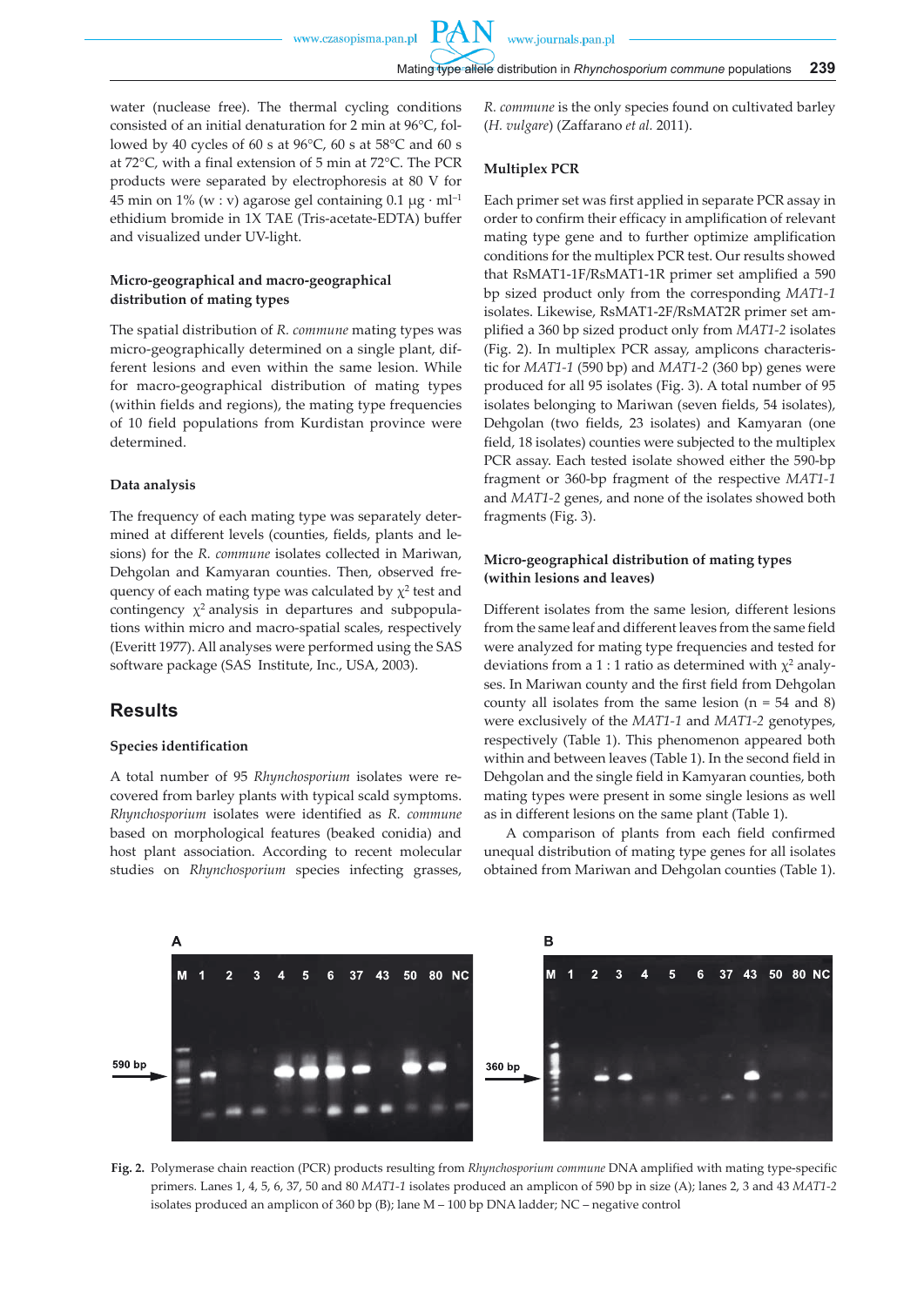water (nuclease free). The thermal cycling conditions consisted of an initial denaturation for 2 min at 96°C, followed by 40 cycles of 60 s at 96°C, 60 s at 58°C and 60 s at 72°C, with a final extension of 5 min at 72°C. The PCR products were separated by electrophoresis at 80 V for 45 min on 1% (w : v) agarose gel containing 0.1 μg · $ml^{-1}$ ethidium bromide in 1X TAE (Tris-acetate-EDTA) buffer and visualized under UV-light.

**Micro-geographical and macro-geographical distribution of mating types**

The spatial distribution of *R. commune* mating types was micro-geographically determined on a single plant, different lesions and even within the same lesion. While for macro-geographical distribution of mating types (within fields and regions), the mating type frequencies of 10 field populations from Kurdistan province were determined.

**Data analysis**

The frequency of each mating type was separately determined at different levels (counties, fields, plants and lesions) for the *R. commune* isolates collected in Mariwan, Dehgolan and Kamyaran counties. Then, observed frequency of each mating type was calculated by $\chi^2$ test and contingency $\chi^2$ analysis in departures and subpopulations within micro and macro-spatial scales, respectively (Everitt 1977). All analyses were performed using the SAS software package (SAS Institute, Inc., USA, 2003).

## Results

**Species identification**

A total number of 95 *Rhynchosporium* isolates were recovered from barley plants with typical scald symptoms. *Rhynchosporium* isolates were identified as *R. commune* based on morphological features (beaked conidia) and host plant association. According to recent molecular studies on *Rhynchosporium* species infecting grasses, *R. commune* is the only species found on cultivated barley (*H. vulgare*) (Zaffarano *et al.* 2011).

**Multiplex PCR**

Each primer set was first applied in separate PCR assay in order to confirm their efficacy in amplification of relevant mating type gene and to further optimize amplification conditions for the multiplex PCR test. Our results showed that RsMAT1-1F/RsMAT1-1R primer set amplified a 590 bp sized product only from the corresponding *MAT1-1* isolates. Likewise, RsMAT1-2F/RsMAT2R primer set amplified a 360 bp sized product only from *MAT1-2* isolates (Fig. 2). In multiplex PCR assay, amplicons characteristic for *MAT1-1* (590 bp) and *MAT1-2* (360 bp) genes were produced for all 95 isolates (Fig. 3). A total number of 95 isolates belonging to Mariwan (seven fields, 54 isolates), Dehgolan (two fields, 23 isolates) and Kamyaran (one field, 18 isolates) counties were subjected to the multiplex PCR assay. Each tested isolate showed either the 590-bp fragment or 360-bp fragment of the respective *MAT1-1* and *MAT1-2* genes, and none of the isolates showed both fragments (Fig. 3).

**Micro-geographical distribution of mating types (within lesions and leaves)**

Different isolates from the same lesion, different lesions from the same leaf and different leaves from the same field were analyzed for mating type frequencies and tested for deviations from a 1 : 1 ratio as determined with $\chi^2$ analyses. In Mariwan county and the first field from Dehgolan county all isolates from the same lesion (n = 54 and 8) were exclusively of the *MAT1-1* and *MAT1-2* genotypes, respectively (Table 1). This phenomenon appeared both within and between leaves (Table 1). In the second field in Dehgolan and the single field in Kamyaran counties, both mating types were present in some single lesions as well as in different lesions on the same plant (Table 1).

A comparison of plants from each field confirmed unequal distribution of mating type genes for all isolates obtained from Mariwan and Dehgolan counties (Table 1).

**Fig. 2.** Polymerase chain reaction (PCR) products resulting from *Rhynchosporium commune* DNA amplified with mating type-specific primers. Lanes 1, 4, 5, 6, 37, 50 and 80 *MAT1-1* isolates produced an amplicon of 590 bp in size (A); lanes 2, 3 and 43 *MAT1-2* isolates produced an amplicon of 360 bp (B); lane M – 100 bp DNA ladder; NC – negative control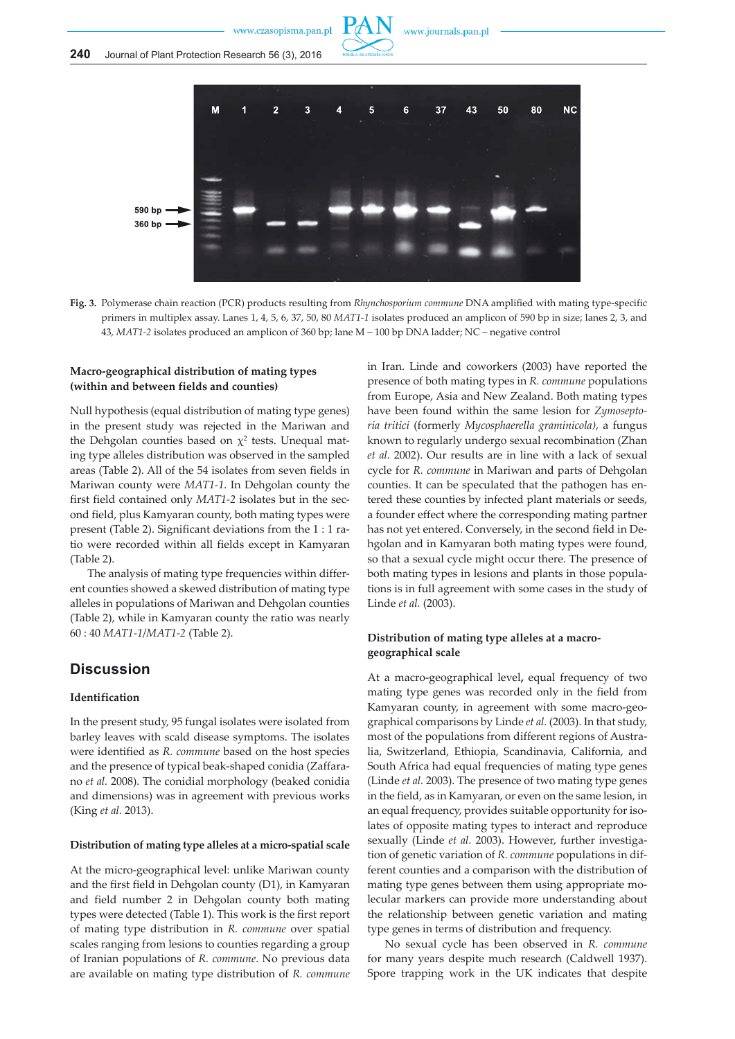**Fig. 3.** Polymerase chain reaction (PCR) products resulting from *Rhynchosporium commune* DNA amplified with mating type-specific primers in multiplex assay. Lanes 1, 4, 5, 6, 37, 50, 80 *MAT1-1* isolates produced an amplicon of 590 bp in size; lanes 2, 3, and 43, *MAT1-2* isolates produced an amplicon of 360 bp; lane M – 100 bp DNA ladder; NC – negative control

### Macro-geographical distribution of mating types (within and between fields and counties)

Null hypothesis (equal distribution of mating type genes) in the present study was rejected in the Mariwan and the Dehgolan counties based on $\chi^2$ tests. Unequal mating type alleles distribution was observed in the sampled areas (Table 2). All of the 54 isolates from seven fields in Mariwan county were *MAT1-1*. In Dehgolan county the first field contained only *MAT1-2* isolates but in the second field, plus Kamyaran county, both mating types were present (Table 2). Significant deviations from the 1 : 1 ratio were recorded within all fields except in Kamyaran (Table 2).

The analysis of mating type frequencies within different counties showed a skewed distribution of mating type alleles in populations of Mariwan and Dehgolan counties (Table 2), while in Kamyaran county the ratio was nearly 60 : 40 *MAT1-1*/*MAT1-2* (Table 2).

## Discussion

### Identification

In the present study, 95 fungal isolates were isolated from barley leaves with scald disease symptoms. The isolates were identified as *R. commune* based on the host species and the presence of typical beak-shaped conidia (Zaffarano *et al.* 2008). The conidial morphology (beaked conidia and dimensions) was in agreement with previous works (King *et al.* 2013).

### Distribution of mating type alleles at a micro-spatial scale

At the micro-geographical level: unlike Mariwan county and the first field in Dehgolan county (D1), in Kamyaran and field number 2 in Dehgolan county both mating types were detected (Table 1). This work is the first report of mating type distribution in *R. commune* over spatial scales ranging from lesions to counties regarding a group of Iranian populations of *R. commune*. No previous data are available on mating type distribution of *R. commune* in Iran. Linde and coworkers (2003) have reported the presence of both mating types in *R. commune* populations from Europe, Asia and New Zealand. Both mating types have been found within the same lesion for *Zymoseptoria tritici* (formerly *Mycosphaerella graminicola)*, a fungus known to regularly undergo sexual recombination (Zhan *et al.* 2002). Our results are in line with a lack of sexual cycle for *R. commune* in Mariwan and parts of Dehgolan counties. It can be speculated that the pathogen has entered these counties by infected plant materials or seeds, a founder effect where the corresponding mating partner has not yet entered. Conversely, in the second field in Dehgolan and in Kamyaran both mating types were found, so that a sexual cycle might occur there. The presence of both mating types in lesions and plants in those populations is in full agreement with some cases in the study of Linde *et al.* (2003).

### Distribution of mating type alleles at a macro-geographical scale

At a macro-geographical level**,** equal frequency of two mating type genes was recorded only in the field from Kamyaran county, in agreement with some macro-geographical comparisons by Linde *et al.* (2003). In that study, most of the populations from different regions of Australia, Switzerland, Ethiopia, Scandinavia, California, and South Africa had equal frequencies of mating type genes (Linde *et al.* 2003). The presence of two mating type genes in the field, as in Kamyaran, or even on the same lesion, in an equal frequency, provides suitable opportunity for isolates of opposite mating types to interact and reproduce sexually (Linde *et al.* 2003). However, further investigation of genetic variation of *R. commune* populations in different counties and a comparison with the distribution of mating type genes between them using appropriate molecular markers can provide more understanding about the relationship between genetic variation and mating type genes in terms of distribution and frequency.

No sexual cycle has been observed in *R. commune* for many years despite much research (Caldwell 1937). Spore trapping work in the UK indicates that despite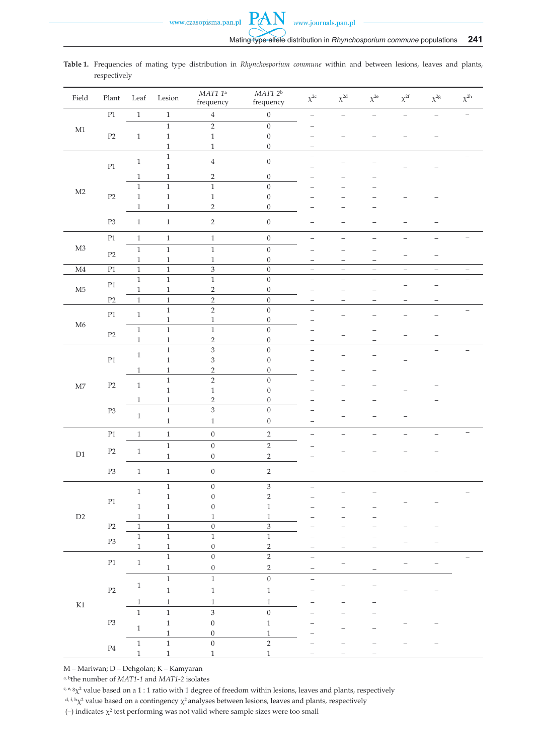**Table 1.** Frequencies of mating type distribution in *Rhynchosporium commune* within and between lesions, leaves and plants, respectively

| Field | Plant | Leaf | Lesion | *MAT1-1*[a] frequency | *MAT1-2*[b] frequency | $\chi^{2c}$ | $\chi^{2d}$ | $\chi^{2e}$ | $\chi^{2f}$ | $\chi^{2g}$ | $\chi^{2h}$ |
|---|---|---|---|---|---|---|---|---|---|---|---|
| M1 | P1 | 1 | 1 | 4 | 0 | – | – | – | – | – | – |
| | P2 | 1 | 1 | 2 | 0 | – | – | – | – | – | |
| | | | 1 | 1 | 0 | – | | | | | |
| | | | 1 | 1 | 0 | – | | | | | |
| M2 | P1 | 1 | 1 | 4 | 0 | – | – | – | – | – | – |
| | | | 1 | | | – | | | | | |
| | | 1 | 1 | 2 | 0 | – | – | – | | | |
| | P2 | 1 | 1 | 1 | 0 | – | – | – | – | – | |
| | | 1 | 1 | 1 | 0 | – | – | – | | | |
| | | 1 | 1 | 2 | 0 | – | – | – | | | |
| | P3 | 1 | 1 | 2 | 0 | – | – | – | – | – | |
| M3 | P1 | 1 | 1 | 1 | 0 | – | – | – | – | – | – |
| | P2 | 1 | 1 | 1 | 0 | – | – | – | – | – | |
| | | 1 | 1 | 1 | 0 | – | – | – | | | |
| M4 | P1 | 1 | 1 | 3 | 0 | – | – | – | – | – | – |
| M5 | P1 | 1 | 1 | 1 | 0 | – | – | – | – | – | – |
| | | 1 | 1 | 2 | 0 | – | – | – | | | |
| | P2 | 1 | 1 | 2 | 0 | – | – | – | – | – | |
| M6 | P1 | 1 | 1 | 2 | 0 | – | – | – | – | – | – |
| | | | 1 | 1 | 0 | – | | | | | |
| | P2 | 1 | 1 | 1 | 0 | – | – | – | – | – | |
| | | 1 | 1 | 2 | 0 | – | | – | | | |
| M7 | P1 | 1 | 1 | 3 | 0 | – | – | – | – | – | – |
| | | | 1 | 3 | 0 | – | | | | | |
| | | 1 | 1 | 2 | 0 | – | – | – | | | |
| | P2 | 1 | 1 | 2 | 0 | – | – | – | – | – | |
| | | | 1 | 1 | 0 | – | | | | | |
| | | 1 | 1 | 2 | 0 | – | – | – | | – | |
| | P3 | 1 | 1 | 3 | 0 | – | – | – | – | | |
| | | | 1 | 1 | 0 | – | | | | | |
| D1 | P1 | 1 | 1 | 0 | 2 | – | – | – | – | – | – |
| | P2 | 1 | 1 | 0 | 2 | – | – | – | – | – | |
| | | | 1 | 0 | 2 | – | | | | | |
| | P3 | 1 | 1 | 0 | 2 | – | – | – | – | – | |
| D2 | P1 | 1 | 1 | 0 | 3 | – | – | – | – | – | – |
| | | | 1 | 0 | 2 | – | | | | | |
| | | 1 | 1 | 0 | 1 | – | – | – | | | |
| | | 1 | 1 | 1 | 1 | – | – | – | | | |
| | P2 | 1 | 1 | 0 | 3 | – | – | – | – | – | |
| | P3 | 1 | 1 | 1 | 1 | – | – | – | – | – | |
| | | 1 | 1 | 0 | 2 | – | – | – | | | |
| K1 | P1 | 1 | 1 | 0 | 2 | – | – | – | – | – | – |
| | | | 1 | 0 | 2 | – | | – | | | |
| | P2 | 1 | 1 | 1 | 0 | – | – | – | – | – | |
| | | | 1 | 1 | 1 | – | | | | | |
| | | 1 | 1 | 1 | 1 | – | – | – | | | |
| | P3 | 1 | 1 | 3 | 0 | – | – | – | – | – | |
| | | 1 | 1 | 0 | 1 | – | – | – | | | |
| | | | 1 | 0 | 1 | – | | | | | |
| | P4 | 1 | 1 | 0 | 2 | – | – | – | – | – | |
| | | 1 | 1 | 1 | 1 | – | – | – | | | |

M – Mariwan; D – Dehgolan; K – Kamyaran

[a, b]the number of *MAT1-1* and *MAT1-2* isolates

[c, e, g]$\chi^2$ value based on a 1 : 1 ratio with 1 degree of freedom within lesions, leaves and plants, respectively

[d, f, h]$\chi^2$ value based on a contingency $\chi^2$ analyses between lesions, leaves and plants, respectively

(–) indicates $\chi^2$ test performing was not valid where sample sizes were too small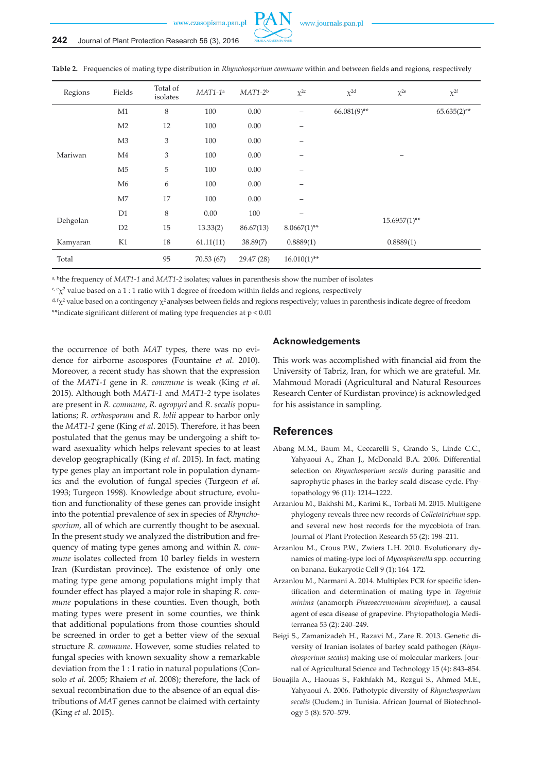**Table 2.** Frequencies of mating type distribution in *Rhynchosporium commune* within and between fields and regions, respectively

| Regions | Fields | Total of isolates | *MAT1-1*[a] | *MAT1-2*[b] | $\chi^{2c}$ | $\chi^{2d}$ | $\chi^{2e}$ | $\chi^{2f}$ |
|---|---|---|---|---|---|---|---|---|
| Mariwan | M1 | 8 | 100 | 0.00 | – | 66.081(9)** | – | 65.635(2)** |
| | M2 | 12 | 100 | 0.00 | – | | | |
| | M3 | 3 | 100 | 0.00 | – | | | |
| | M4 | 3 | 100 | 0.00 | – | | | |
| | M5 | 5 | 100 | 0.00 | – | | | |
| | M6 | 6 | 100 | 0.00 | – | | | |
| | M7 | 17 | 100 | 0.00 | – | | | |
| Dehgolan | D1 | 8 | 0.00 | 100 | – | | 15.6957(1)** | |
| | D2 | 15 | 13.33(2) | 86.67(13) | 8.0667(1)** | | | |
| Kamyaran | K1 | 18 | 61.11(11) | 38.89(7) | 0.8889(1) | | 0.8889(1) | |
| Total | | 95 | 70.53 (67) | 29.47 (28) | 16.010(1)** | | | |

[a, b]the frequency of *MAT1-1* and *MAT1-2* isolates; values in parenthesis show the number of isolates

[c, e]$\chi^2$ value based on a 1 : 1 ratio with 1 degree of freedom within fields and regions, respectively

[d, f]$\chi^2$ value based on a contingency $\chi^2$ analyses between fields and regions respectively; values in parenthesis indicate degree of freedom

**indicate significant different of mating type frequencies at $p < 0.01$

the occurrence of both *MAT* types, there was no evidence for airborne ascospores (Fountaine *et al.* 2010). Moreover, a recent study has shown that the expression of the *MAT1-1* gene in *R. commune* is weak (King *et al*. 2015). Although both *MAT1-1* and *MAT1-2* type isolates are present in *R. commune*, *R. agropyri* and *R. secalis* populations; *R. orthosporum* and *R. lolii* appear to harbor only the *MAT1-1* gene (King *et al*. 2015). Therefore, it has been postulated that the genus may be undergoing a shift toward asexuality which helps relevant species to at least develop geographically (King *et al*. 2015). In fact, mating type genes play an important role in population dynamics and the evolution of fungal species (Turgeon *et al.* 1993; Turgeon 1998). Knowledge about structure, evolution and functionality of these genes can provide insight into the potential prevalence of sex in species of *Rhynchosporium*, all of which are currently thought to be asexual. In the present study we analyzed the distribution and frequency of mating type genes among and within *R. commune* isolates collected from 10 barley fields in western Iran (Kurdistan province). The existence of only one mating type gene among populations might imply that founder effect has played a major role in shaping *R. commune* populations in these counties. Even though, both mating types were present in some counties, we think that additional populations from those counties should be screened in order to get a better view of the sexual structure *R. commune*. However, some studies related to fungal species with known sexuality show a remarkable deviation from the 1 : 1 ratio in natural populations (Consolo *et al.* 2005; Rhaiem *et al.* 2008); therefore, the lack of sexual recombination due to the absence of an equal distributions of *MAT* genes cannot be claimed with certainty (King *et al.* 2015).

## Acknowledgements

This work was accomplished with financial aid from the University of Tabriz, Iran, for which we are grateful. Mr. Mahmoud Moradi (Agricultural and Natural Resources Research Center of Kurdistan province) is acknowledged for his assistance in sampling.

## References

Abang M.M., Baum M., Ceccarelli S., Grando S., Linde C.C., Yahyaoui A., Zhan J., McDonald B.A. 2006. Differential selection on *Rhynchosporium secalis* during parasitic and saprophytic phases in the barley scald disease cycle. Phytopathology 96 (11): 1214–1222.

Arzanlou M., Bakhshi M., Karimi K., Torbati M. 2015. Multigene phylogeny reveals three new records of *Colletotrichum* spp. and several new host records for the mycobiota of Iran. Journal of Plant Protection Research 55 (2): 198–211.

Arzanlou M., Crous P.W., Zwiers L.H. 2010. Evolutionary dynamics of mating-type loci of *Mycosphaerella* spp. occurring on banana. Eukaryotic Cell 9 (1): 164–172.

Arzanlou M., Narmani A. 2014. Multiplex PCR for specific identification and determination of mating type in *Togninia minima* (anamorph *Phaeoacremonium aleophilum*), a causal agent of esca disease of grapevine. Phytopathologia Mediterranea 53 (2): 240–249.

Beigi S., Zamanizadeh H., Razavi M., Zare R. 2013. Genetic diversity of Iranian isolates of barley scald pathogen (*Rhynchosporium secalis*) making use of molecular markers. Journal of Agricultural Science and Technology 15 (4): 843–854.

Bouajila A., Haouas S., Fakhfakh M., Rezgui S., Ahmed M.E., Yahyaoui A. 2006. Pathotypic diversity of *Rhynchosporium secalis* (Oudem.) in Tunisia. African Journal of Biotechnology 5 (8): 570–579.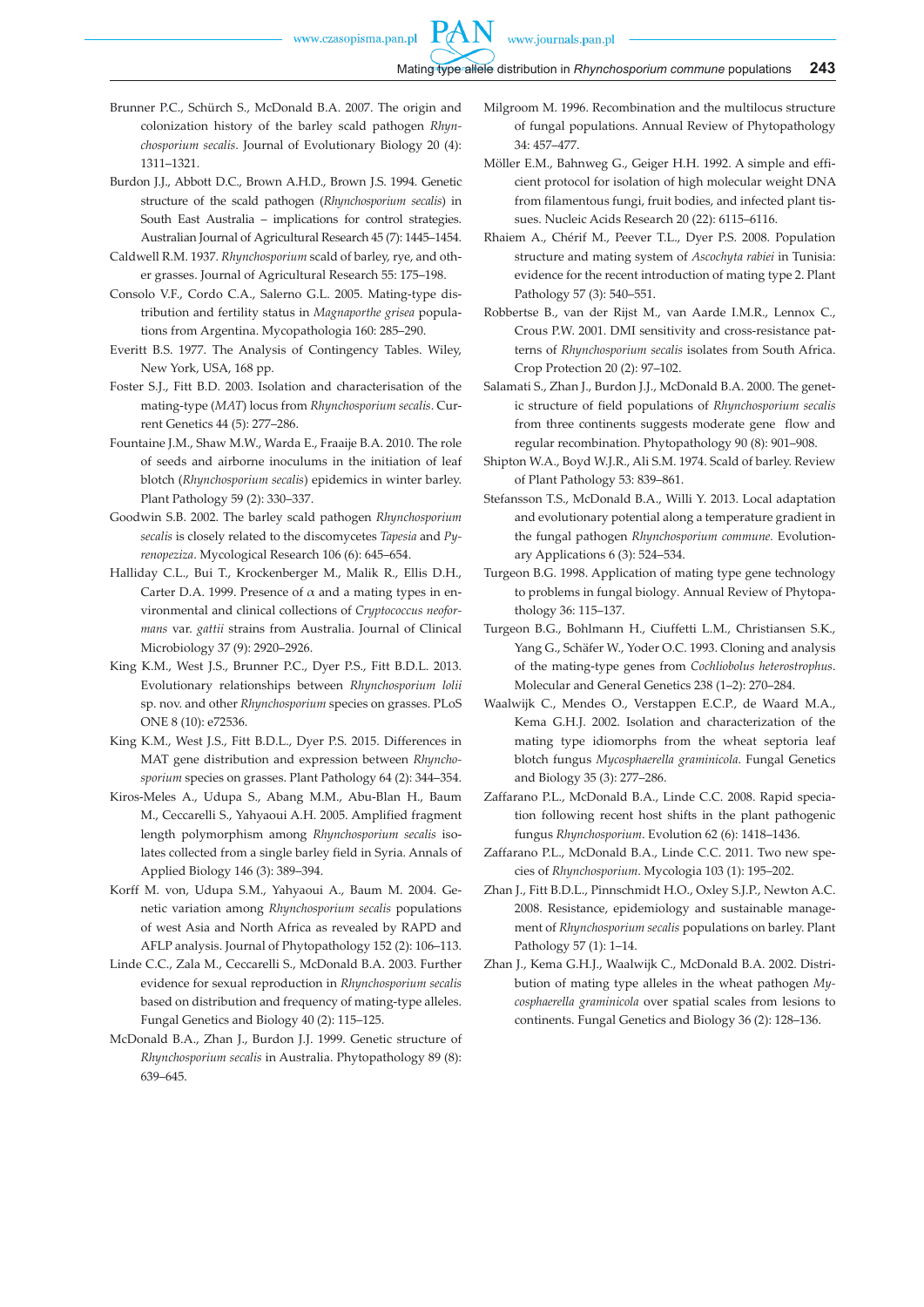Brunner P.C., Schürch S., McDonald B.A. 2007. The origin and colonization history of the barley scald pathogen *Rhynchosporium secalis*. Journal of Evolutionary Biology 20 (4): 1311–1321.

Burdon J.J., Abbott D.C., Brown A.H.D., Brown J.S. 1994. Genetic structure of the scald pathogen (*Rhynchosporium secalis*) in South East Australia – implications for control strategies. Australian Journal of Agricultural Research 45 (7): 1445–1454.

Caldwell R.M. 1937. *Rhynchosporium* scald of barley, rye, and other grasses. Journal of Agricultural Research 55: 175–198.

Consolo V.F., Cordo C.A., Salerno G.L. 2005. Mating-type distribution and fertility status in *Magnaporthe grisea* populations from Argentina. Mycopathologia 160: 285–290.

Everitt B.S. 1977. The Analysis of Contingency Tables. Wiley, New York, USA, 168 pp.

Foster S.J., Fitt B.D. 2003. Isolation and characterisation of the mating-type (*MAT*) locus from *Rhynchosporium secalis*. Current Genetics 44 (5): 277–286.

Fountaine J.M., Shaw M.W., Warda E., Fraaije B.A. 2010. The role of seeds and airborne inoculums in the initiation of leaf blotch (*Rhynchosporium secalis*) epidemics in winter barley. Plant Pathology 59 (2): 330–337.

Goodwin S.B. 2002. The barley scald pathogen *Rhynchosporium secalis* is closely related to the discomycetes *Tapesia* and *Pyrenopeziza*. Mycological Research 106 (6): 645–654.

Halliday C.L., Bui T., Krockenberger M., Malik R., Ellis D.H., Carter D.A. 1999. Presence of $\alpha$ and a mating types in environmental and clinical collections of *Cryptococcus neoformans* var. *gattii* strains from Australia. Journal of Clinical Microbiology 37 (9): 2920–2926.

King K.M., West J.S., Brunner P.C., Dyer P.S., Fitt B.D.L. 2013. Evolutionary relationships between *Rhynchosporium lolii* sp. nov. and other *Rhynchosporium* species on grasses. PLoS ONE 8 (10): e72536.

King K.M., West J.S., Fitt B.D.L., Dyer P.S. 2015. Differences in MAT gene distribution and expression between *Rhynchosporium* species on grasses. Plant Pathology 64 (2): 344–354.

Kiros-Meles A., Udupa S., Abang M.M., Abu-Blan H., Baum M., Ceccarelli S., Yahyaoui A.H. 2005. Amplified fragment length polymorphism among *Rhynchosporium secalis* isolates collected from a single barley field in Syria. Annals of Applied Biology 146 (3): 389–394.

Korff M. von, Udupa S.M., Yahyaoui A., Baum M. 2004. Genetic variation among *Rhynchosporium secalis* populations of west Asia and North Africa as revealed by RAPD and AFLP analysis. Journal of Phytopathology 152 (2): 106–113.

Linde C.C., Zala M., Ceccarelli S., McDonald B.A. 2003. Further evidence for sexual reproduction in *Rhynchosporium secalis* based on distribution and frequency of mating-type alleles. Fungal Genetics and Biology 40 (2): 115–125.

McDonald B.A., Zhan J., Burdon J.J. 1999. Genetic structure of *Rhynchosporium secalis* in Australia. Phytopathology 89 (8): 639–645.

Milgroom M. 1996. Recombination and the multilocus structure of fungal populations. Annual Review of Phytopathology 34: 457–477.

Möller E.M., Bahnweg G., Geiger H.H. 1992. A simple and efficient protocol for isolation of high molecular weight DNA from filamentous fungi, fruit bodies, and infected plant tissues. Nucleic Acids Research 20 (22): 6115–6116.

Rhaiem A., Chérif M., Peever T.L., Dyer P.S. 2008. Population structure and mating system of *Ascochyta rabiei* in Tunisia: evidence for the recent introduction of mating type 2. Plant Pathology 57 (3): 540–551.

Robbertse B., van der Rijst M., van Aarde I.M.R., Lennox C., Crous P.W. 2001. DMI sensitivity and cross-resistance patterns of *Rhynchosporium secalis* isolates from South Africa. Crop Protection 20 (2): 97–102.

Salamati S., Zhan J., Burdon J.J., McDonald B.A. 2000. The genetic structure of field populations of *Rhynchosporium secalis* from three continents suggests moderate gene flow and regular recombination. Phytopathology 90 (8): 901–908.

Shipton W.A., Boyd W.J.R., Ali S.M. 1974. Scald of barley. Review of Plant Pathology 53: 839–861.

Stefansson T.S., McDonald B.A., Willi Y. 2013. Local adaptation and evolutionary potential along a temperature gradient in the fungal pathogen *Rhynchosporium commune*. Evolutionary Applications 6 (3): 524–534.

Turgeon B.G. 1998. Application of mating type gene technology to problems in fungal biology. Annual Review of Phytopathology 36: 115–137.

Turgeon B.G., Bohlmann H., Ciuffetti L.M., Christiansen S.K., Yang G., Schäfer W., Yoder O.C. 1993. Cloning and analysis of the mating-type genes from *Cochliobolus heterostrophus*. Molecular and General Genetics 238 (1–2): 270–284.

Waalwijk C., Mendes O., Verstappen E.C.P., de Waard M.A., Kema G.H.J. 2002. Isolation and characterization of the mating type idiomorphs from the wheat septoria leaf blotch fungus *Mycosphaerella graminicola*. Fungal Genetics and Biology 35 (3): 277–286.

Zaffarano P.L., McDonald B.A., Linde C.C. 2008. Rapid speciation following recent host shifts in the plant pathogenic fungus *Rhynchosporium*. Evolution 62 (6): 1418–1436.

Zaffarano P.L., McDonald B.A., Linde C.C. 2011. Two new species of *Rhynchosporium*. Mycologia 103 (1): 195–202.

Zhan J., Fitt B.D.L., Pinnschmidt H.O., Oxley S.J.P., Newton A.C. 2008. Resistance, epidemiology and sustainable management of *Rhynchosporium secalis* populations on barley. Plant Pathology 57 (1): 1–14.

Zhan J., Kema G.H.J., Waalwijk C., McDonald B.A. 2002. Distribution of mating type alleles in the wheat pathogen *Mycosphaerella graminicola* over spatial scales from lesions to continents. Fungal Genetics and Biology 36 (2): 128–136.